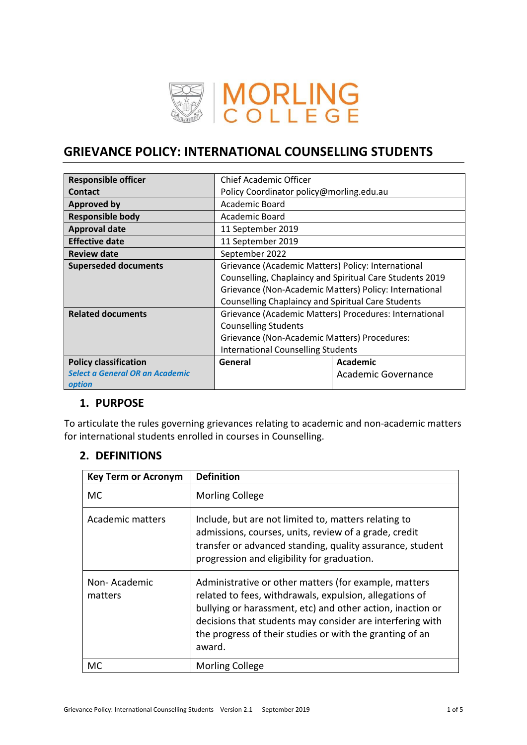# GRIEVANCE POLICY: INTERNATIONAL COUNSELLING STUDENTS

| | | |
|---|---|---|
| **Responsible officer** | Chief Academic Officer | |
| **Contact** | Policy Coordinator policy@morling.edu.au | |
| **Approved by** | Academic Board | |
| **Responsible body** | Academic Board | |
| **Approval date** | 11 September 2019 | |
| **Effective date** | 11 September 2019 | |
| **Review date** | September 2022 | |
| **Superseded documents** | Grievance (Academic Matters) Policy: International Counselling, Chaplaincy and Spiritual Care Students 2019<br>Grievance (Non-Academic Matters) Policy: International Counselling Chaplaincy and Spiritual Care Students | |
| **Related documents** | Grievance (Academic Matters) Procedures: International Counselling Students<br>Grievance (Non-Academic Matters) Procedures: International Counselling Students | |
| **Policy classification**<br>***Select a General OR an Academic option*** | **General** | **Academic**<br>Academic Governance |

## 1. PURPOSE

To articulate the rules governing grievances relating to academic and non-academic matters for international students enrolled in courses in Counselling.

## 2. DEFINITIONS

| Key Term or Acronym | Definition |
|---|---|
| MC | Morling College |
| Academic matters | Include, but are not limited to, matters relating to admissions, courses, units, review of a grade, credit transfer or advanced standing, quality assurance, student progression and eligibility for graduation. |
| Non- Academic matters | Administrative or other matters (for example, matters related to fees, withdrawals, expulsion, allegations of bullying or harassment, etc) and other action, inaction or decisions that students may consider are interfering with the progress of their studies or with the granting of an award. |
| MC | Morling College |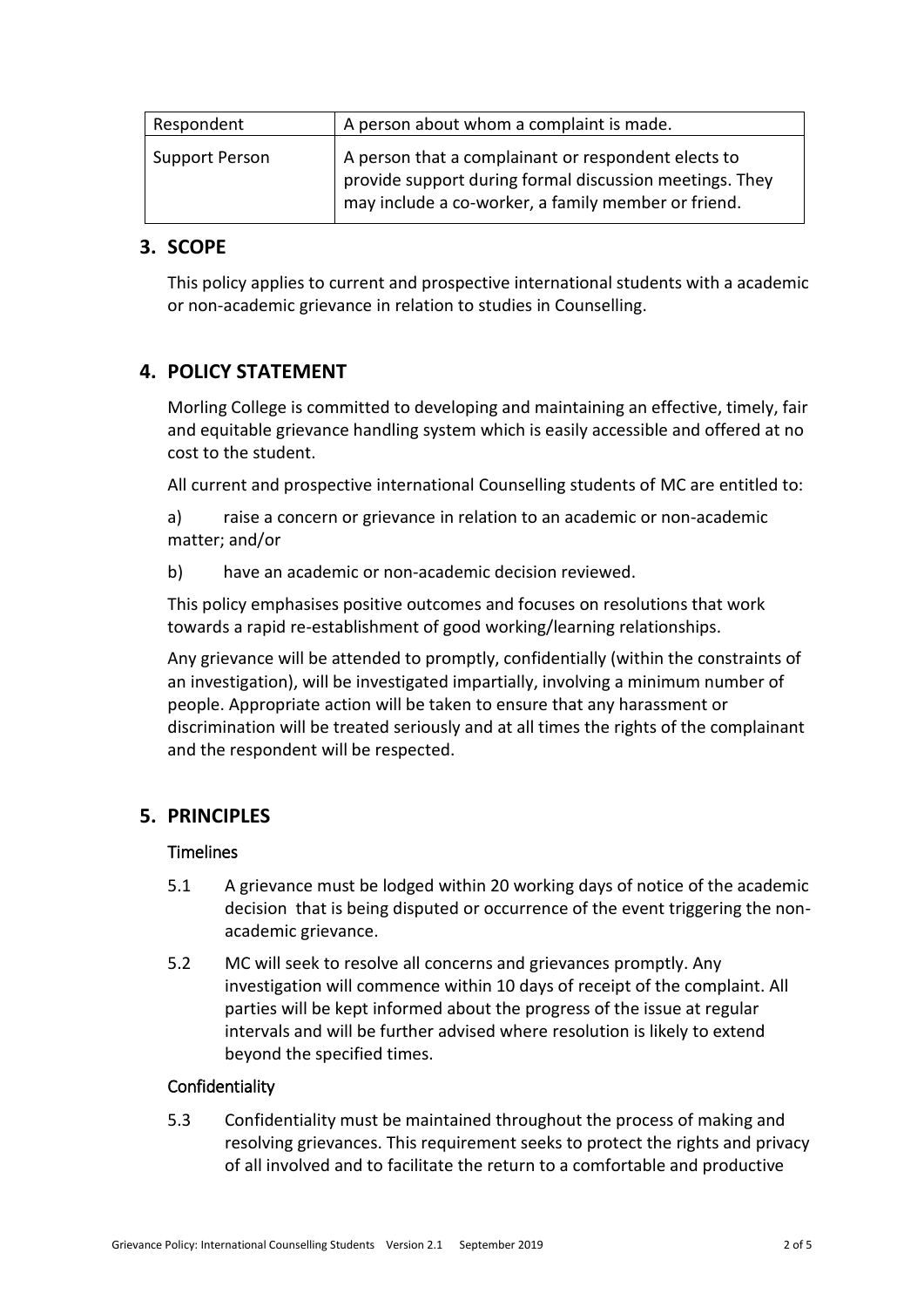| Respondent | A person about whom a complaint is made. |
|---|---|
| Support Person | A person that a complainant or respondent elects to provide support during formal discussion meetings. They may include a co-worker, a family member or friend. |

## 3. SCOPE

This policy applies to current and prospective international students with a academic or non-academic grievance in relation to studies in Counselling.

## 4. POLICY STATEMENT

Morling College is committed to developing and maintaining an effective, timely, fair and equitable grievance handling system which is easily accessible and offered at no cost to the student.

All current and prospective international Counselling students of MC are entitled to:

a) raise a concern or grievance in relation to an academic or non-academic matter; and/or

b) have an academic or non-academic decision reviewed.

This policy emphasises positive outcomes and focuses on resolutions that work towards a rapid re-establishment of good working/learning relationships.

Any grievance will be attended to promptly, confidentially (within the constraints of an investigation), will be investigated impartially, involving a minimum number of people. Appropriate action will be taken to ensure that any harassment or discrimination will be treated seriously and at all times the rights of the complainant and the respondent will be respected.

## 5. PRINCIPLES

### Timelines

5.1 A grievance must be lodged within 20 working days of notice of the academic decision that is being disputed or occurrence of the event triggering the non-academic grievance.

5.2 MC will seek to resolve all concerns and grievances promptly. Any investigation will commence within 10 days of receipt of the complaint. All parties will be kept informed about the progress of the issue at regular intervals and will be further advised where resolution is likely to extend beyond the specified times.

### Confidentiality

5.3 Confidentiality must be maintained throughout the process of making and resolving grievances. This requirement seeks to protect the rights and privacy of all involved and to facilitate the return to a comfortable and productive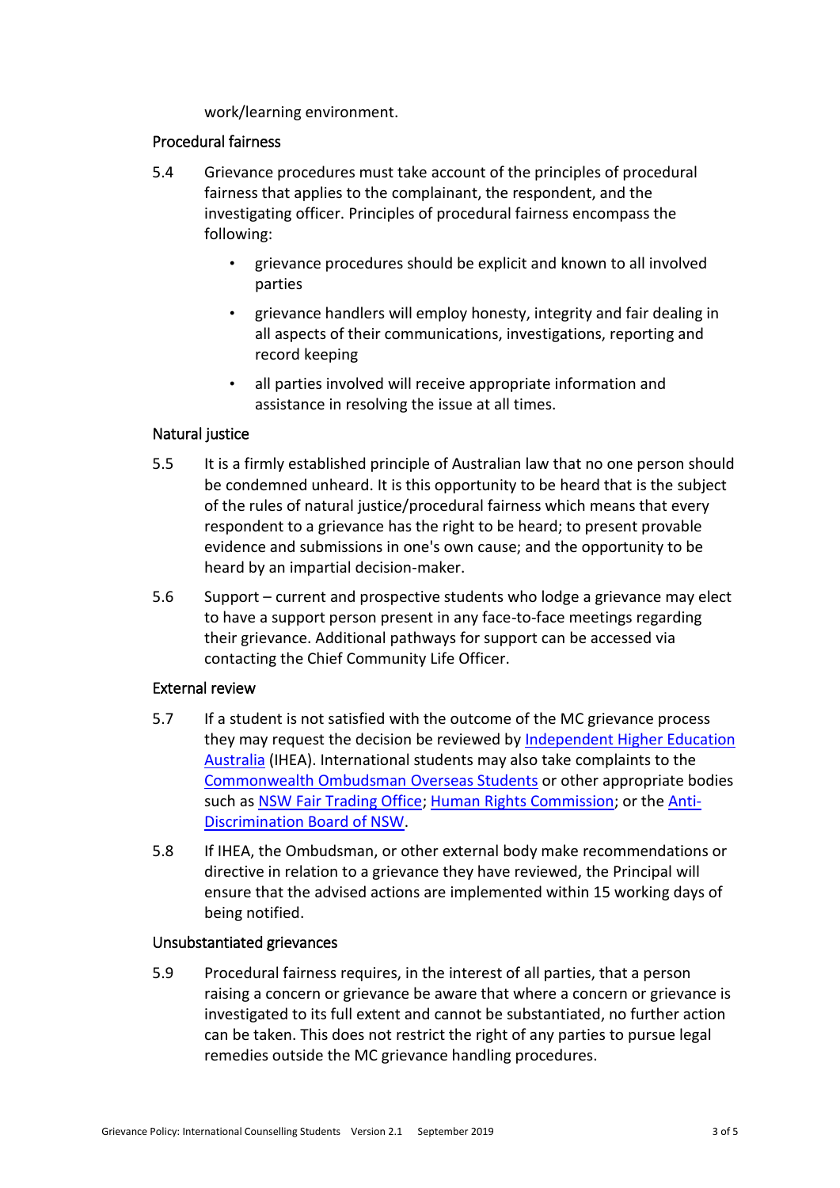work/learning environment.

### Procedural fairness

5.4 Grievance procedures must take account of the principles of procedural fairness that applies to the complainant, the respondent, and the investigating officer. Principles of procedural fairness encompass the following:

- grievance procedures should be explicit and known to all involved parties
- grievance handlers will employ honesty, integrity and fair dealing in all aspects of their communications, investigations, reporting and record keeping
- all parties involved will receive appropriate information and assistance in resolving the issue at all times.

### Natural justice

5.5 It is a firmly established principle of Australian law that no one person should be condemned unheard. It is this opportunity to be heard that is the subject of the rules of natural justice/procedural fairness which means that every respondent to a grievance has the right to be heard; to present provable evidence and submissions in one's own cause; and the opportunity to be heard by an impartial decision-maker.

5.6 Support – current and prospective students who lodge a grievance may elect to have a support person present in any face-to-face meetings regarding their grievance. Additional pathways for support can be accessed via contacting the Chief Community Life Officer.

### External review

5.7 If a student is not satisfied with the outcome of the MC grievance process they may request the decision be reviewed by Independent Higher Education Australia (IHEA). International students may also take complaints to the Commonwealth Ombudsman Overseas Students or other appropriate bodies such as NSW Fair Trading Office; Human Rights Commission; or the Anti-Discrimination Board of NSW.

5.8 If IHEA, the Ombudsman, or other external body make recommendations or directive in relation to a grievance they have reviewed, the Principal will ensure that the advised actions are implemented within 15 working days of being notified.

### Unsubstantiated grievances

5.9 Procedural fairness requires, in the interest of all parties, that a person raising a concern or grievance be aware that where a concern or grievance is investigated to its full extent and cannot be substantiated, no further action can be taken. This does not restrict the right of any parties to pursue legal remedies outside the MC grievance handling procedures.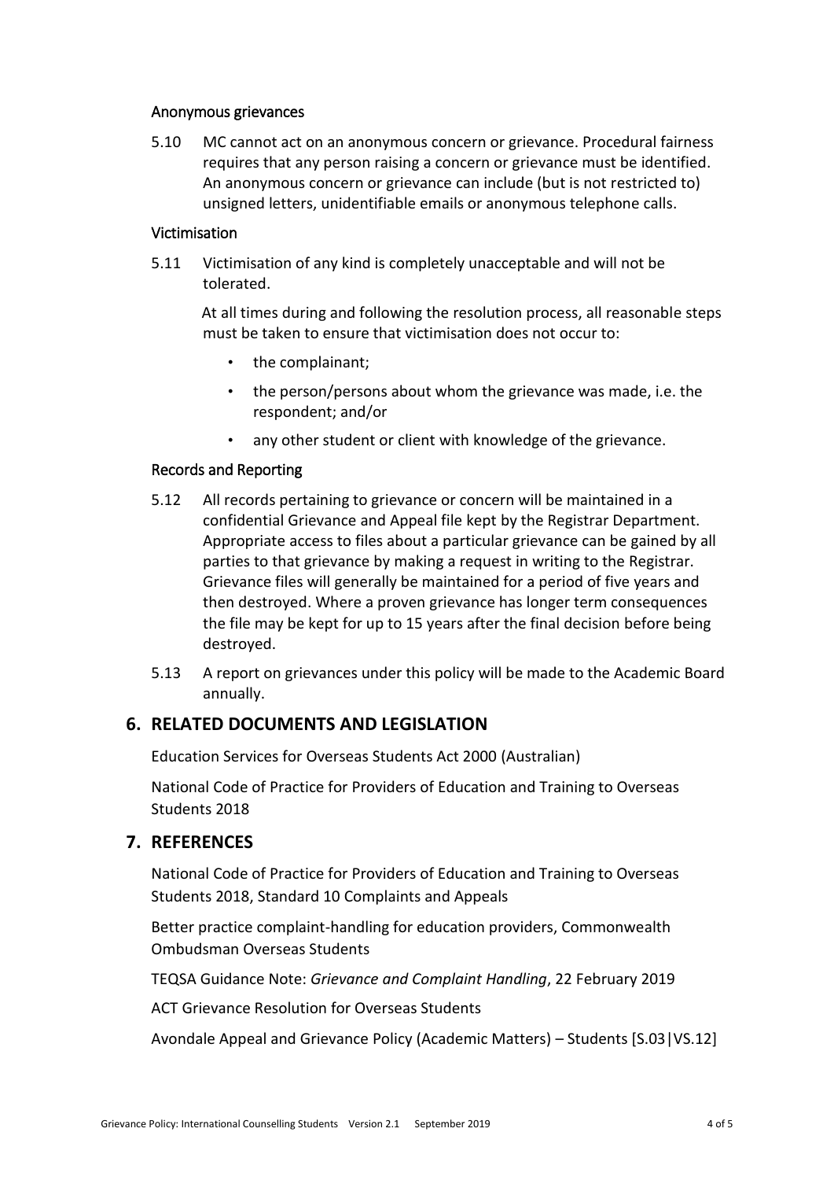### Anonymous grievances

5.10 MC cannot act on an anonymous concern or grievance. Procedural fairness requires that any person raising a concern or grievance must be identified. An anonymous concern or grievance can include (but is not restricted to) unsigned letters, unidentifiable emails or anonymous telephone calls.

### Victimisation

5.11 Victimisation of any kind is completely unacceptable and will not be tolerated.

At all times during and following the resolution process, all reasonable steps must be taken to ensure that victimisation does not occur to:

- the complainant;
- the person/persons about whom the grievance was made, i.e. the respondent; and/or
- any other student or client with knowledge of the grievance.

### Records and Reporting

5.12 All records pertaining to grievance or concern will be maintained in a confidential Grievance and Appeal file kept by the Registrar Department. Appropriate access to files about a particular grievance can be gained by all parties to that grievance by making a request in writing to the Registrar. Grievance files will generally be maintained for a period of five years and then destroyed. Where a proven grievance has longer term consequences the file may be kept for up to 15 years after the final decision before being destroyed.

5.13 A report on grievances under this policy will be made to the Academic Board annually.

## 6. RELATED DOCUMENTS AND LEGISLATION

Education Services for Overseas Students Act 2000 (Australian)

National Code of Practice for Providers of Education and Training to Overseas Students 2018

## 7. REFERENCES

National Code of Practice for Providers of Education and Training to Overseas Students 2018, Standard 10 Complaints and Appeals

Better practice complaint-handling for education providers, Commonwealth Ombudsman Overseas Students

TEQSA Guidance Note: *Grievance and Complaint Handling*, 22 February 2019

ACT Grievance Resolution for Overseas Students

Avondale Appeal and Grievance Policy (Academic Matters) – Students [S.03|VS.12]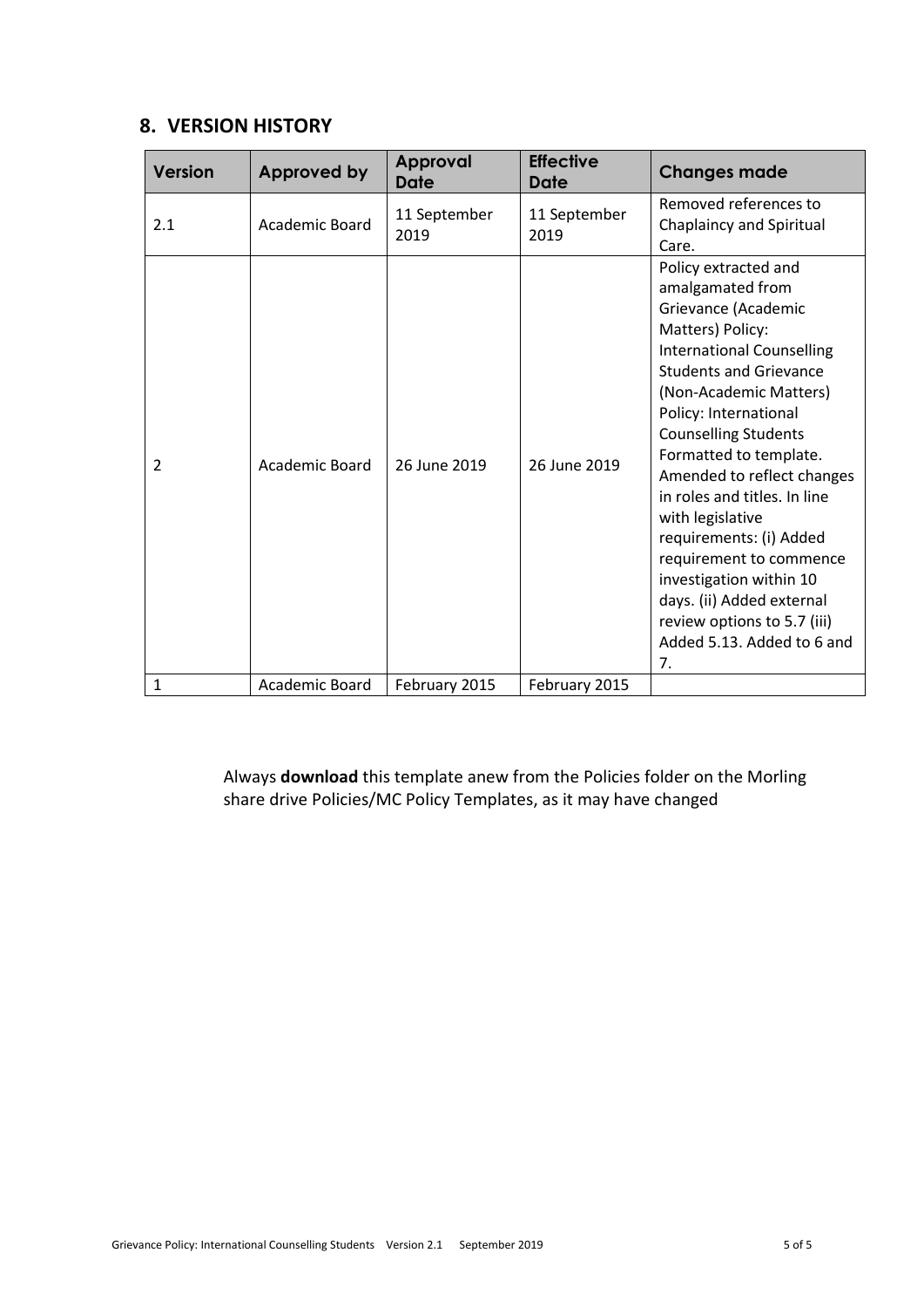## 8. VERSION HISTORY

| Version | Approved by | Approval Date | Effective Date | Changes made |
|---|---|---|---|---|
| 2.1 | Academic Board | 11 September 2019 | 11 September 2019 | Removed references to Chaplaincy and Spiritual Care. |
| 2 | Academic Board | 26 June 2019 | 26 June 2019 | Policy extracted and amalgamated from Grievance (Academic Matters) Policy: International Counselling Students and Grievance (Non-Academic Matters) Policy: International Counselling Students Formatted to template. Amended to reflect changes in roles and titles. In line with legislative requirements: (i) Added requirement to commence investigation within 10 days. (ii) Added external review options to 5.7 (iii) Added 5.13. Added to 6 and 7. |
| 1 | Academic Board | February 2015 | February 2015 | |

Always **download** this template anew from the Policies folder on the Morling share drive Policies/MC Policy Templates, as it may have changed